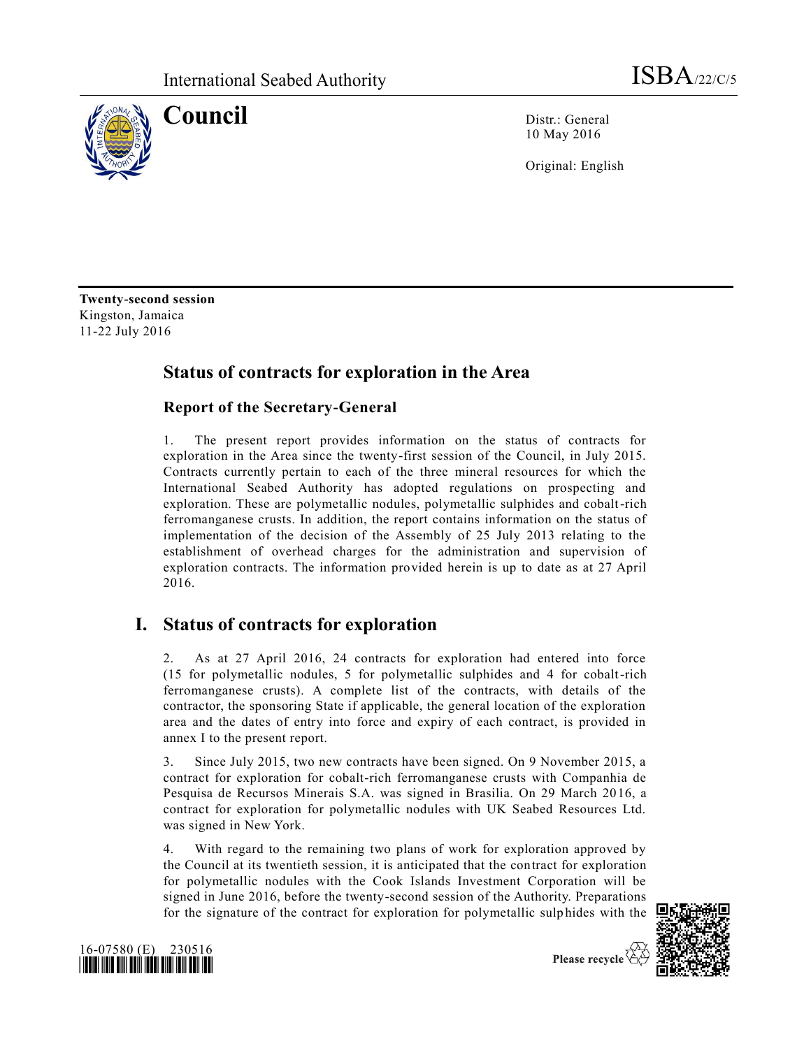International Seabed Authority

ISBA/22/C/5

# Council

Distr.: General
10 May 2016

Original: English

**Twenty-second session**
Kingston, Jamaica
11-22 July 2016

## Status of contracts for exploration in the Area

### Report of the Secretary-General

1. The present report provides information on the status of contracts for exploration in the Area since the twenty-first session of the Council, in July 2015. Contracts currently pertain to each of the three mineral resources for which the International Seabed Authority has adopted regulations on prospecting and exploration. These are polymetallic nodules, polymetallic sulphides and cobalt-rich ferromanganese crusts. In addition, the report contains information on the status of implementation of the decision of the Assembly of 25 July 2013 relating to the establishment of overhead charges for the administration and supervision of exploration contracts. The information provided herein is up to date as at 27 April 2016.

## I. Status of contracts for exploration

2. As at 27 April 2016, 24 contracts for exploration had entered into force (15 for polymetallic nodules, 5 for polymetallic sulphides and 4 for cobalt-rich ferromanganese crusts). A complete list of the contracts, with details of the contractor, the sponsoring State if applicable, the general location of the exploration area and the dates of entry into force and expiry of each contract, is provided in annex I to the present report.

3. Since July 2015, two new contracts have been signed. On 9 November 2015, a contract for exploration for cobalt-rich ferromanganese crusts with Companhia de Pesquisa de Recursos Minerais S.A. was signed in Brasilia. On 29 March 2016, a contract for exploration for polymetallic nodules with UK Seabed Resources Ltd. was signed in New York.

4. With regard to the remaining two plans of work for exploration approved by the Council at its twentieth session, it is anticipated that the contract for exploration for polymetallic nodules with the Cook Islands Investment Corporation will be signed in June 2016, before the twenty-second session of the Authority. Preparations for the signature of the contract for exploration for polymetallic sulphides with the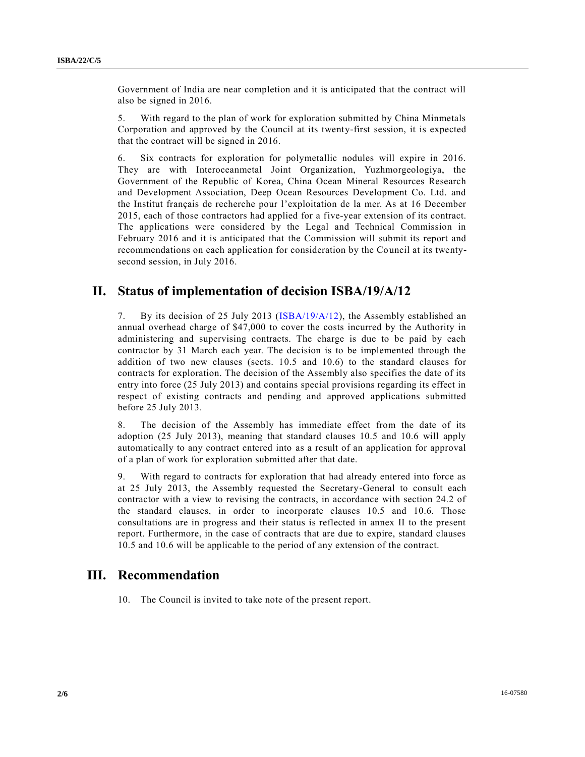Government of India are near completion and it is anticipated that the contract will also be signed in 2016.

5. With regard to the plan of work for exploration submitted by China Minmetals Corporation and approved by the Council at its twenty-first session, it is expected that the contract will be signed in 2016.

6. Six contracts for exploration for polymetallic nodules will expire in 2016. They are with Interoceanmetal Joint Organization, Yuzhmorgeologiya, the Government of the Republic of Korea, China Ocean Mineral Resources Research and Development Association, Deep Ocean Resources Development Co. Ltd. and the Institut français de recherche pour l'exploitation de la mer. As at 16 December 2015, each of those contractors had applied for a five-year extension of its contract. The applications were considered by the Legal and Technical Commission in February 2016 and it is anticipated that the Commission will submit its report and recommendations on each application for consideration by the Council at its twenty-second session, in July 2016.

## II. Status of implementation of decision ISBA/19/A/12

7. By its decision of 25 July 2013 (ISBA/19/A/12), the Assembly established an annual overhead charge of $47,000 to cover the costs incurred by the Authority in administering and supervising contracts. The charge is due to be paid by each contractor by 31 March each year. The decision is to be implemented through the addition of two new clauses (sects. 10.5 and 10.6) to the standard clauses for contracts for exploration. The decision of the Assembly also specifies the date of its entry into force (25 July 2013) and contains special provisions regarding its effect in respect of existing contracts and pending and approved applications submitted before 25 July 2013.

8. The decision of the Assembly has immediate effect from the date of its adoption (25 July 2013), meaning that standard clauses 10.5 and 10.6 will apply automatically to any contract entered into as a result of an application for approval of a plan of work for exploration submitted after that date.

9. With regard to contracts for exploration that had already entered into force as at 25 July 2013, the Assembly requested the Secretary-General to consult each contractor with a view to revising the contracts, in accordance with section 24.2 of the standard clauses, in order to incorporate clauses 10.5 and 10.6. Those consultations are in progress and their status is reflected in annex II to the present report. Furthermore, in the case of contracts that are due to expire, standard clauses 10.5 and 10.6 will be applicable to the period of any extension of the contract.

## III. Recommendation

10. The Council is invited to take note of the present report.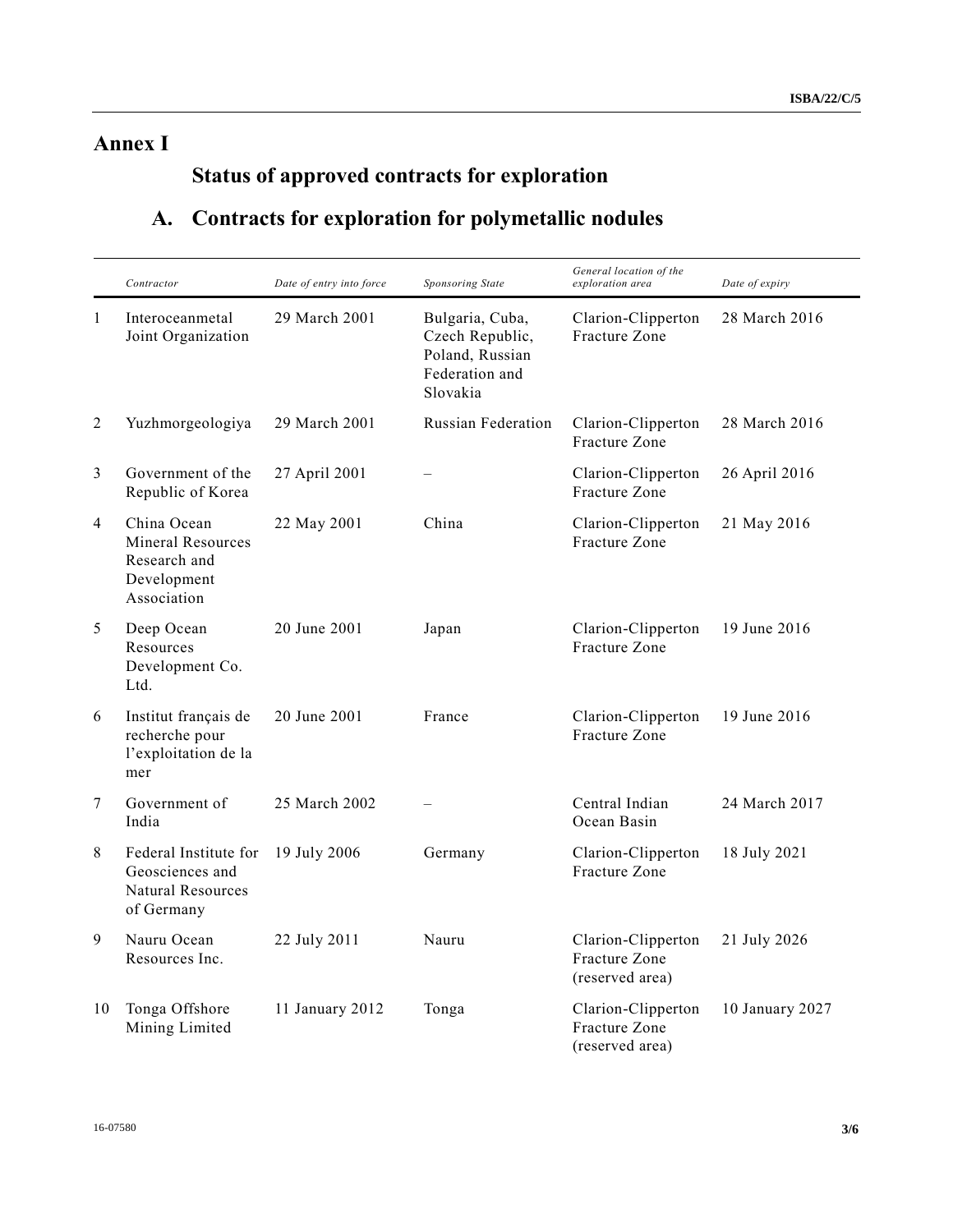# Annex I

## Status of approved contracts for exploration

### A. Contracts for exploration for polymetallic nodules

| | *Contractor* | *Date of entry into force* | *Sponsoring State* | *General location of the exploration area* | *Date of expiry* |
|---|---|---|---|---|---|
| 1 | Interoceanmetal Joint Organization | 29 March 2001 | Bulgaria, Cuba, Czech Republic, Poland, Russian Federation and Slovakia | Clarion-Clipperton Fracture Zone | 28 March 2016 |
| 2 | Yuzhmorgeologiya | 29 March 2001 | Russian Federation | Clarion-Clipperton Fracture Zone | 28 March 2016 |
| 3 | Government of the Republic of Korea | 27 April 2001 | – | Clarion-Clipperton Fracture Zone | 26 April 2016 |
| 4 | China Ocean Mineral Resources Research and Development Association | 22 May 2001 | China | Clarion-Clipperton Fracture Zone | 21 May 2016 |
| 5 | Deep Ocean Resources Development Co. Ltd. | 20 June 2001 | Japan | Clarion-Clipperton Fracture Zone | 19 June 2016 |
| 6 | Institut français de recherche pour l'exploitation de la mer | 20 June 2001 | France | Clarion-Clipperton Fracture Zone | 19 June 2016 |
| 7 | Government of India | 25 March 2002 | – | Central Indian Ocean Basin | 24 March 2017 |
| 8 | Federal Institute for Geosciences and Natural Resources of Germany | 19 July 2006 | Germany | Clarion-Clipperton Fracture Zone | 18 July 2021 |
| 9 | Nauru Ocean Resources Inc. | 22 July 2011 | Nauru | Clarion-Clipperton Fracture Zone (reserved area) | 21 July 2026 |
| 10 | Tonga Offshore Mining Limited | 11 January 2012 | Tonga | Clarion-Clipperton Fracture Zone (reserved area) | 10 January 2027 |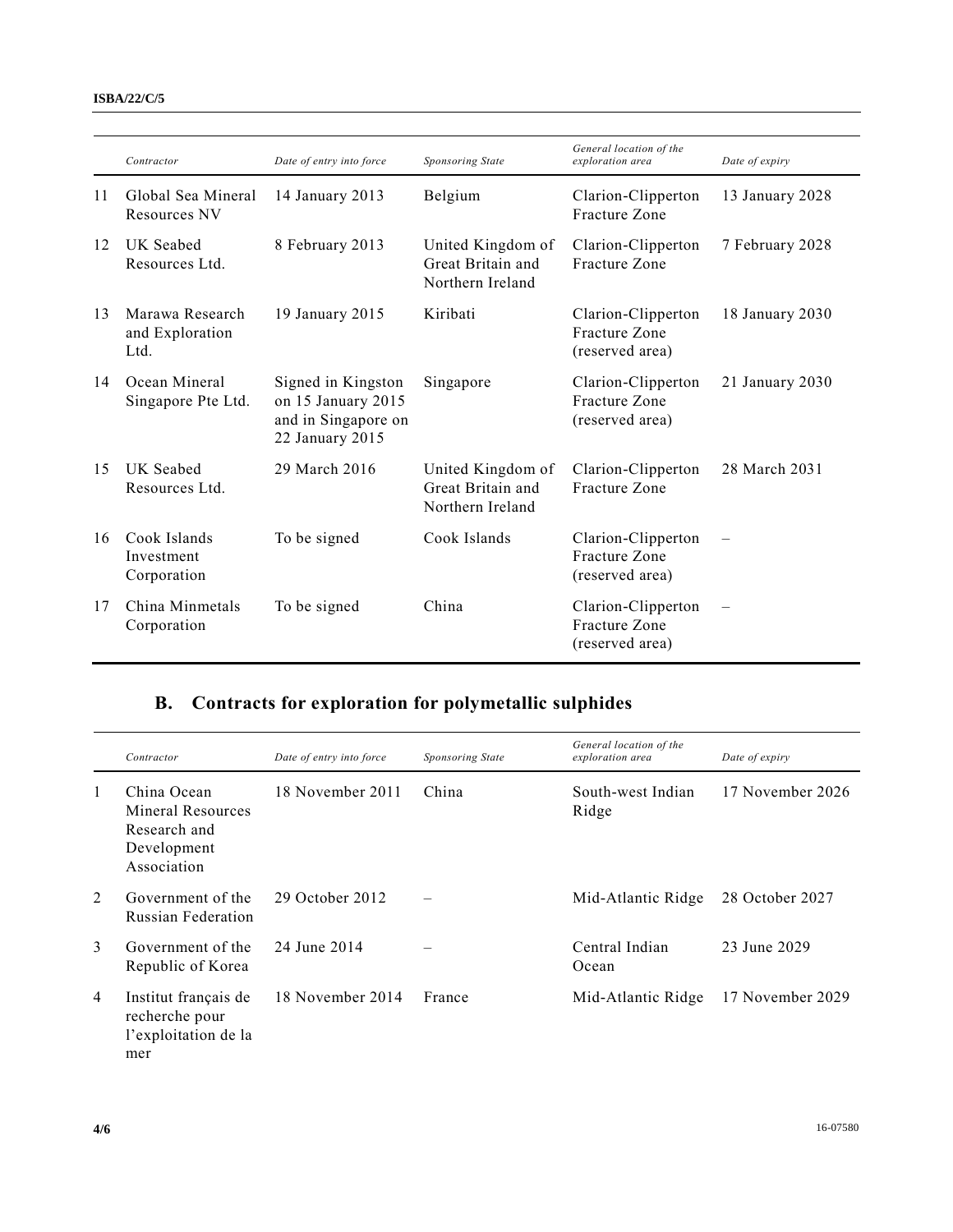| | Contractor | Date of entry into force | Sponsoring State | General location of the exploration area | Date of expiry |
|---|---|---|---|---|---|
| 11 | Global Sea Mineral Resources NV | 14 January 2013 | Belgium | Clarion-Clipperton Fracture Zone | 13 January 2028 |
| 12 | UK Seabed Resources Ltd. | 8 February 2013 | United Kingdom of Great Britain and Northern Ireland | Clarion-Clipperton Fracture Zone | 7 February 2028 |
| 13 | Marawa Research and Exploration Ltd. | 19 January 2015 | Kiribati | Clarion-Clipperton Fracture Zone (reserved area) | 18 January 2030 |
| 14 | Ocean Mineral Singapore Pte Ltd. | Signed in Kingston on 15 January 2015 and in Singapore on 22 January 2015 | Singapore | Clarion-Clipperton Fracture Zone (reserved area) | 21 January 2030 |
| 15 | UK Seabed Resources Ltd. | 29 March 2016 | United Kingdom of Great Britain and Northern Ireland | Clarion-Clipperton Fracture Zone | 28 March 2031 |
| 16 | Cook Islands Investment Corporation | To be signed | Cook Islands | Clarion-Clipperton Fracture Zone (reserved area) | – |
| 17 | China Minmetals Corporation | To be signed | China | Clarion-Clipperton Fracture Zone (reserved area) | – |

## B. Contracts for exploration for polymetallic sulphides

| | Contractor | Date of entry into force | Sponsoring State | General location of the exploration area | Date of expiry |
|---|---|---|---|---|---|
| 1 | China Ocean Mineral Resources Research and Development Association | 18 November 2011 | China | South-west Indian Ridge | 17 November 2026 |
| 2 | Government of the Russian Federation | 29 October 2012 | – | Mid-Atlantic Ridge | 28 October 2027 |
| 3 | Government of the Republic of Korea | 24 June 2014 | – | Central Indian Ocean | 23 June 2029 |
| 4 | Institut français de recherche pour l'exploitation de la mer | 18 November 2014 | France | Mid-Atlantic Ridge | 17 November 2029 |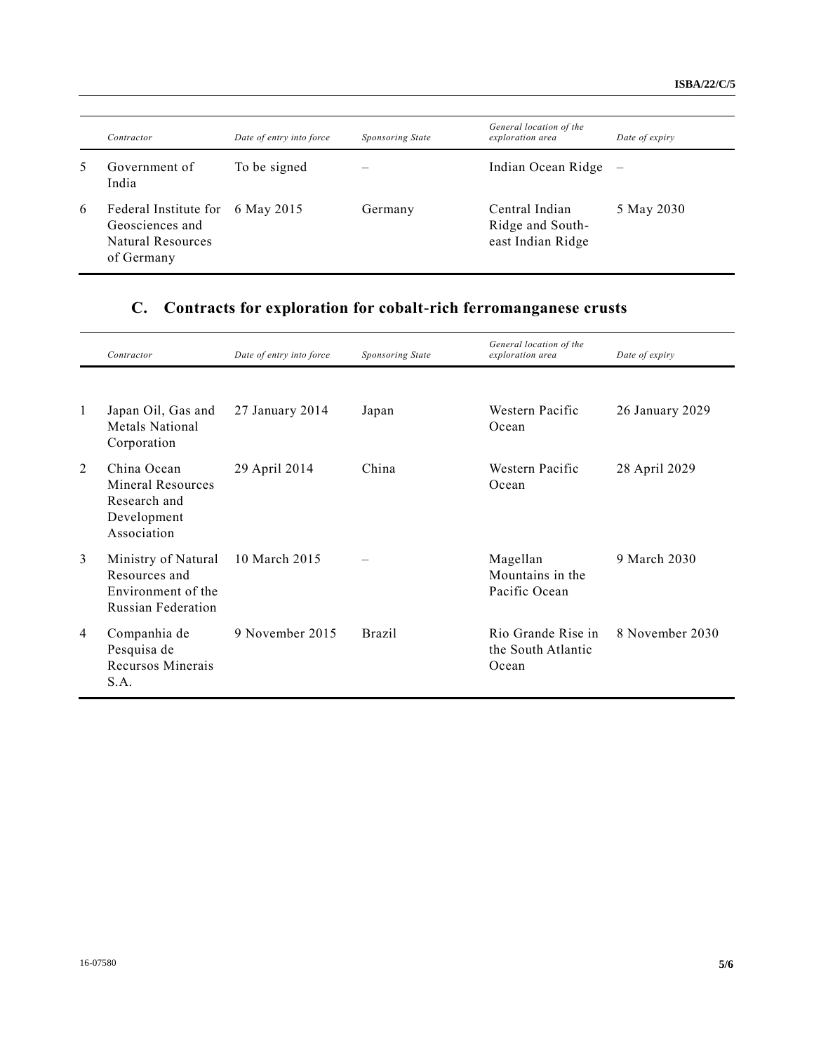| | Contractor | Date of entry into force | Sponsoring State | General location of the exploration area | Date of expiry |
|---|---|---|---|---|---|
| 5 | Government of India | To be signed | – | Indian Ocean Ridge | – |
| 6 | Federal Institute for Geosciences and Natural Resources of Germany | 6 May 2015 | Germany | Central Indian Ridge and South-east Indian Ridge | 5 May 2030 |

## C. Contracts for exploration for cobalt-rich ferromanganese crusts

| | Contractor | Date of entry into force | Sponsoring State | General location of the exploration area | Date of expiry |
|---|---|---|---|---|---|
| 1 | Japan Oil, Gas and Metals National Corporation | 27 January 2014 | Japan | Western Pacific Ocean | 26 January 2029 |
| 2 | China Ocean Mineral Resources Research and Development Association | 29 April 2014 | China | Western Pacific Ocean | 28 April 2029 |
| 3 | Ministry of Natural Resources and Environment of the Russian Federation | 10 March 2015 | – | Magellan Mountains in the Pacific Ocean | 9 March 2030 |
| 4 | Companhia de Pesquisa de Recursos Minerais S.A. | 9 November 2015 | Brazil | Rio Grande Rise in the South Atlantic Ocean | 8 November 2030 |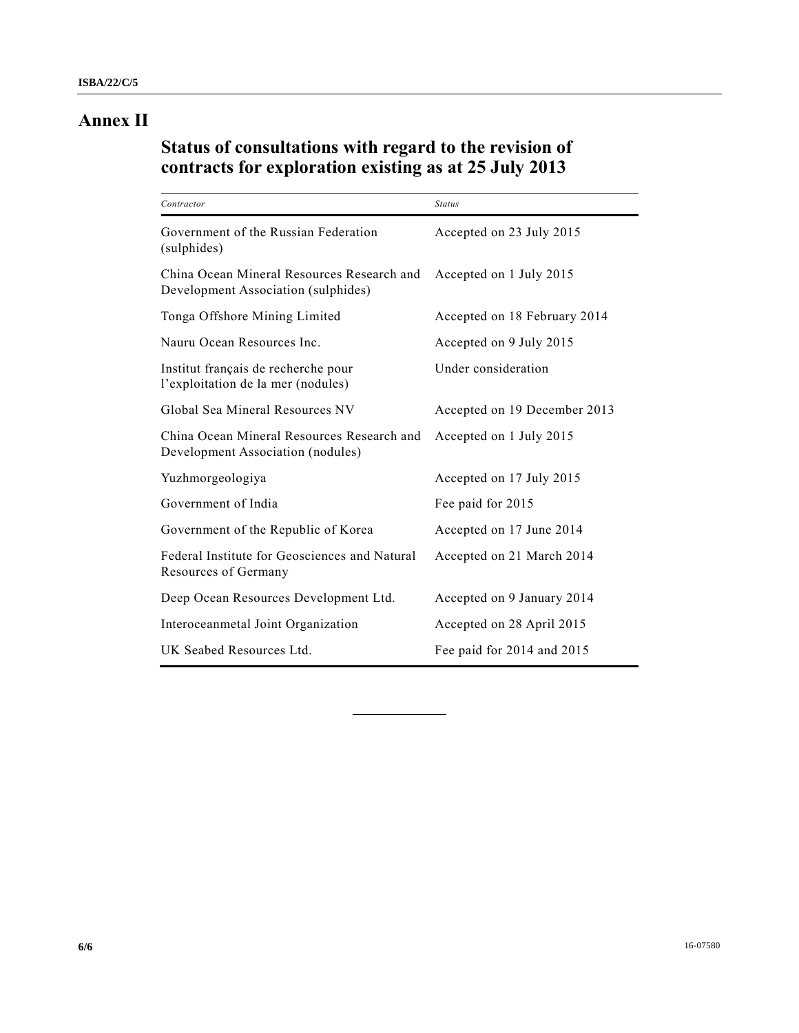# Annex II

## Status of consultations with regard to the revision of contracts for exploration existing as at 25 July 2013

| *Contractor* | *Status* |
| --- | --- |
| Government of the Russian Federation (sulphides) | Accepted on 23 July 2015 |
| China Ocean Mineral Resources Research and Development Association (sulphides) | Accepted on 1 July 2015 |
| Tonga Offshore Mining Limited | Accepted on 18 February 2014 |
| Nauru Ocean Resources Inc. | Accepted on 9 July 2015 |
| Institut français de recherche pour l'exploitation de la mer (nodules) | Under consideration |
| Global Sea Mineral Resources NV | Accepted on 19 December 2013 |
| China Ocean Mineral Resources Research and Development Association (nodules) | Accepted on 1 July 2015 |
| Yuzhmorgeologiya | Accepted on 17 July 2015 |
| Government of India | Fee paid for 2015 |
| Government of the Republic of Korea | Accepted on 17 June 2014 |
| Federal Institute for Geosciences and Natural Resources of Germany | Accepted on 21 March 2014 |
| Deep Ocean Resources Development Ltd. | Accepted on 9 January 2014 |
| Interoceanmetal Joint Organization | Accepted on 28 April 2015 |
| UK Seabed Resources Ltd. | Fee paid for 2014 and 2015 |